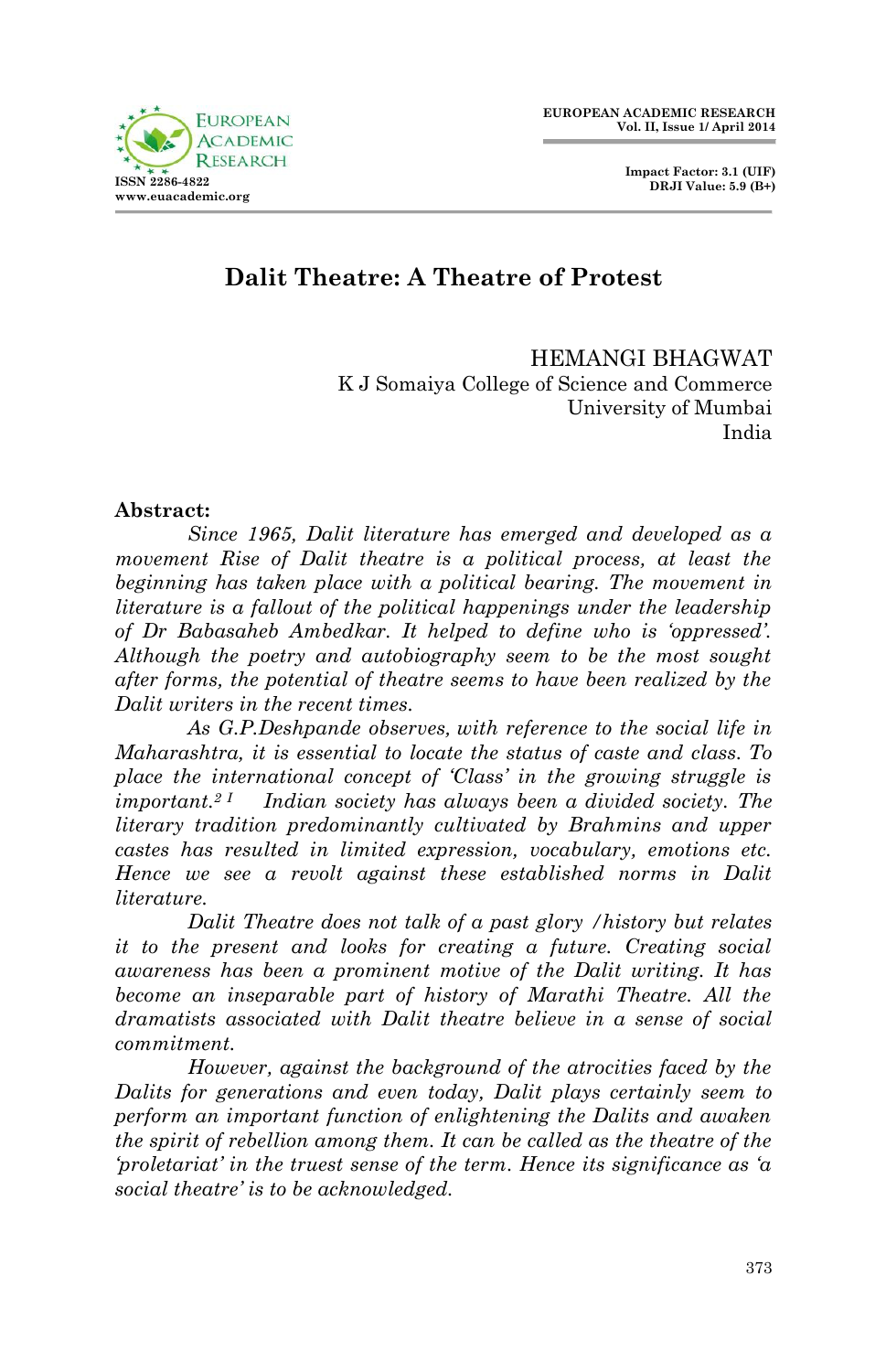# Dalit Theatre: A Theatre of Protest

HEMANGI BHAGWAT
K J Somaiya College of Science and Commerce
University of Mumbai
India

**Abstract:**

*Since 1965, Dalit literature has emerged and developed as a movement Rise of Dalit theatre is a political process, at least the beginning has taken place with a political bearing. The movement in literature is a fallout of the political happenings under the leadership of Dr Babasaheb Ambedkar. It helped to define who is 'oppressed'. Although the poetry and autobiography seem to be the most sought after forms, the potential of theatre seems to have been realized by the Dalit writers in the recent times.*

*As G.P.Deshpande observes, with reference to the social life in Maharashtra, it is essential to locate the status of caste and class. To place the international concept of 'Class' in the growing struggle is important.*[2 1] *Indian society has always been a divided society. The literary tradition predominantly cultivated by Brahmins and upper castes has resulted in limited expression, vocabulary, emotions etc. Hence we see a revolt against these established norms in Dalit literature.*

*Dalit Theatre does not talk of a past glory /history but relates it to the present and looks for creating a future. Creating social awareness has been a prominent motive of the Dalit writing. It has become an inseparable part of history of Marathi Theatre. All the dramatists associated with Dalit theatre believe in a sense of social commitment.*

*However, against the background of the atrocities faced by the Dalits for generations and even today, Dalit plays certainly seem to perform an important function of enlightening the Dalits and awaken the spirit of rebellion among them. It can be called as the theatre of the 'proletariat' in the truest sense of the term. Hence its significance as 'a social theatre' is to be acknowledged.*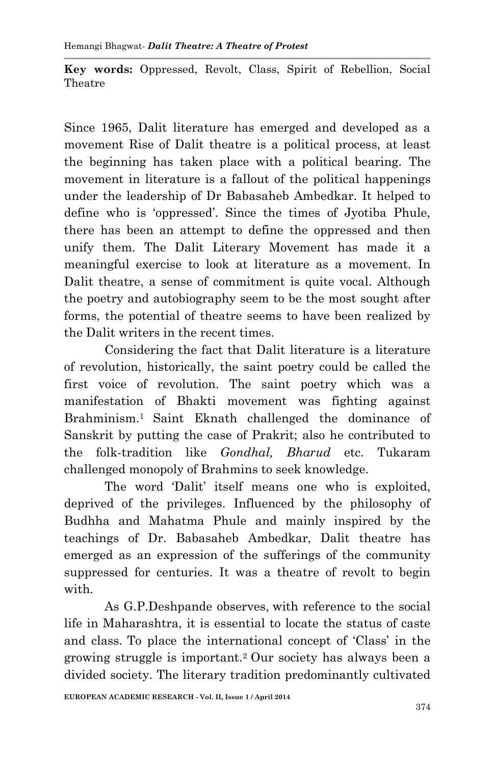**Key words:** Oppressed, Revolt, Class, Spirit of Rebellion, Social Theatre

Since 1965, Dalit literature has emerged and developed as a movement Rise of Dalit theatre is a political process, at least the beginning has taken place with a political bearing. The movement in literature is a fallout of the political happenings under the leadership of Dr Babasaheb Ambedkar. It helped to define who is 'oppressed'. Since the times of Jyotiba Phule, there has been an attempt to define the oppressed and then unify them. The Dalit Literary Movement has made it a meaningful exercise to look at literature as a movement. In Dalit theatre, a sense of commitment is quite vocal. Although the poetry and autobiography seem to be the most sought after forms, the potential of theatre seems to have been realized by the Dalit writers in the recent times.

Considering the fact that Dalit literature is a literature of revolution, historically, the saint poetry could be called the first voice of revolution. The saint poetry which was a manifestation of Bhakti movement was fighting against Brahminism.[1] Saint Eknath challenged the dominance of Sanskrit by putting the case of Prakrit; also he contributed to the folk-tradition like *Gondhal, Bharud* etc. Tukaram challenged monopoly of Brahmins to seek knowledge.

The word 'Dalit' itself means one who is exploited, deprived of the privileges. Influenced by the philosophy of Budhha and Mahatma Phule and mainly inspired by the teachings of Dr. Babasaheb Ambedkar, Dalit theatre has emerged as an expression of the sufferings of the community suppressed for centuries. It was a theatre of revolt to begin with.

As G.P.Deshpande observes, with reference to the social life in Maharashtra, it is essential to locate the status of caste and class. To place the international concept of 'Class' in the growing struggle is important.[2] Our society has always been a divided society. The literary tradition predominantly cultivated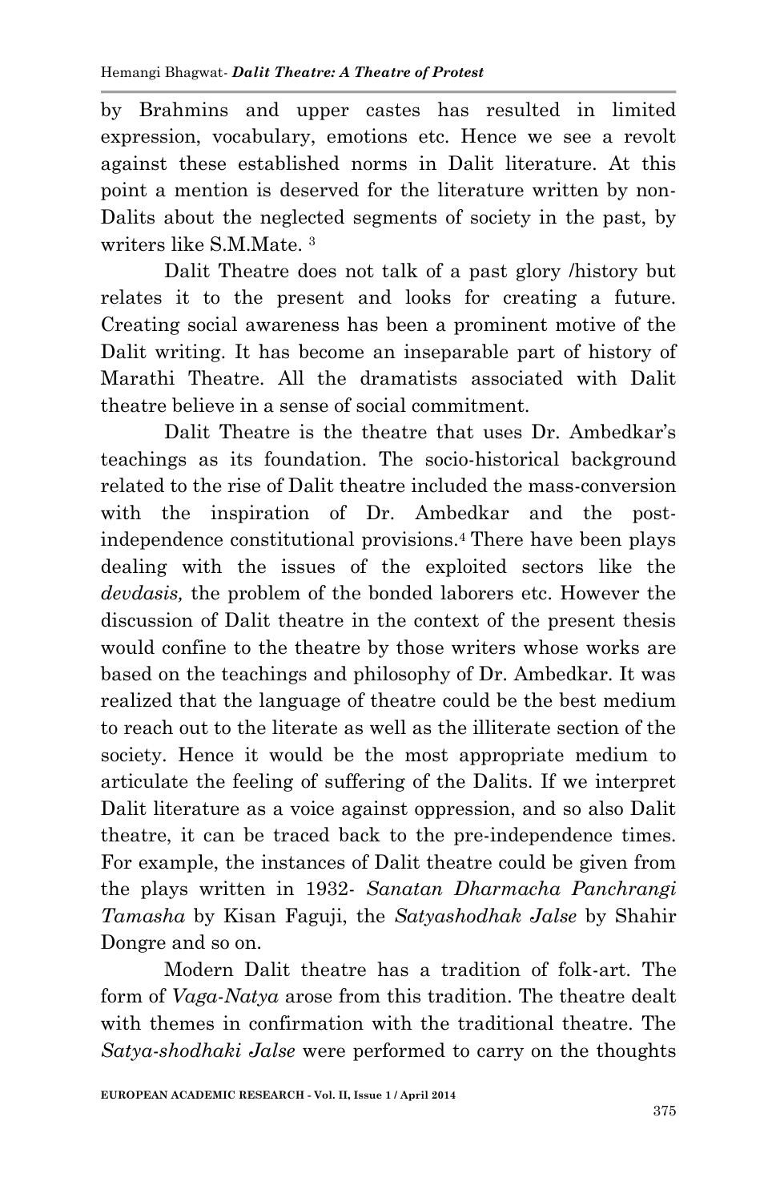by Brahmins and upper castes has resulted in limited expression, vocabulary, emotions etc. Hence we see a revolt against these established norms in Dalit literature. At this point a mention is deserved for the literature written by non-Dalits about the neglected segments of society in the past, by writers like S.M.Mate. [3]

Dalit Theatre does not talk of a past glory /history but relates it to the present and looks for creating a future. Creating social awareness has been a prominent motive of the Dalit writing. It has become an inseparable part of history of Marathi Theatre. All the dramatists associated with Dalit theatre believe in a sense of social commitment.

Dalit Theatre is the theatre that uses Dr. Ambedkar's teachings as its foundation. The socio-historical background related to the rise of Dalit theatre included the mass-conversion with the inspiration of Dr. Ambedkar and the post-independence constitutional provisions.[4] There have been plays dealing with the issues of the exploited sectors like the *devdasis,* the problem of the bonded laborers etc. However the discussion of Dalit theatre in the context of the present thesis would confine to the theatre by those writers whose works are based on the teachings and philosophy of Dr. Ambedkar. It was realized that the language of theatre could be the best medium to reach out to the literate as well as the illiterate section of the society. Hence it would be the most appropriate medium to articulate the feeling of suffering of the Dalits. If we interpret Dalit literature as a voice against oppression, and so also Dalit theatre, it can be traced back to the pre-independence times. For example, the instances of Dalit theatre could be given from the plays written in 1932- *Sanatan Dharmacha Panchrangi Tamasha* by Kisan Faguji, the *Satyashodhak Jalse* by Shahir Dongre and so on.

Modern Dalit theatre has a tradition of folk-art. The form of *Vaga-Natya* arose from this tradition. The theatre dealt with themes in confirmation with the traditional theatre. The *Satya-shodhaki Jalse* were performed to carry on the thoughts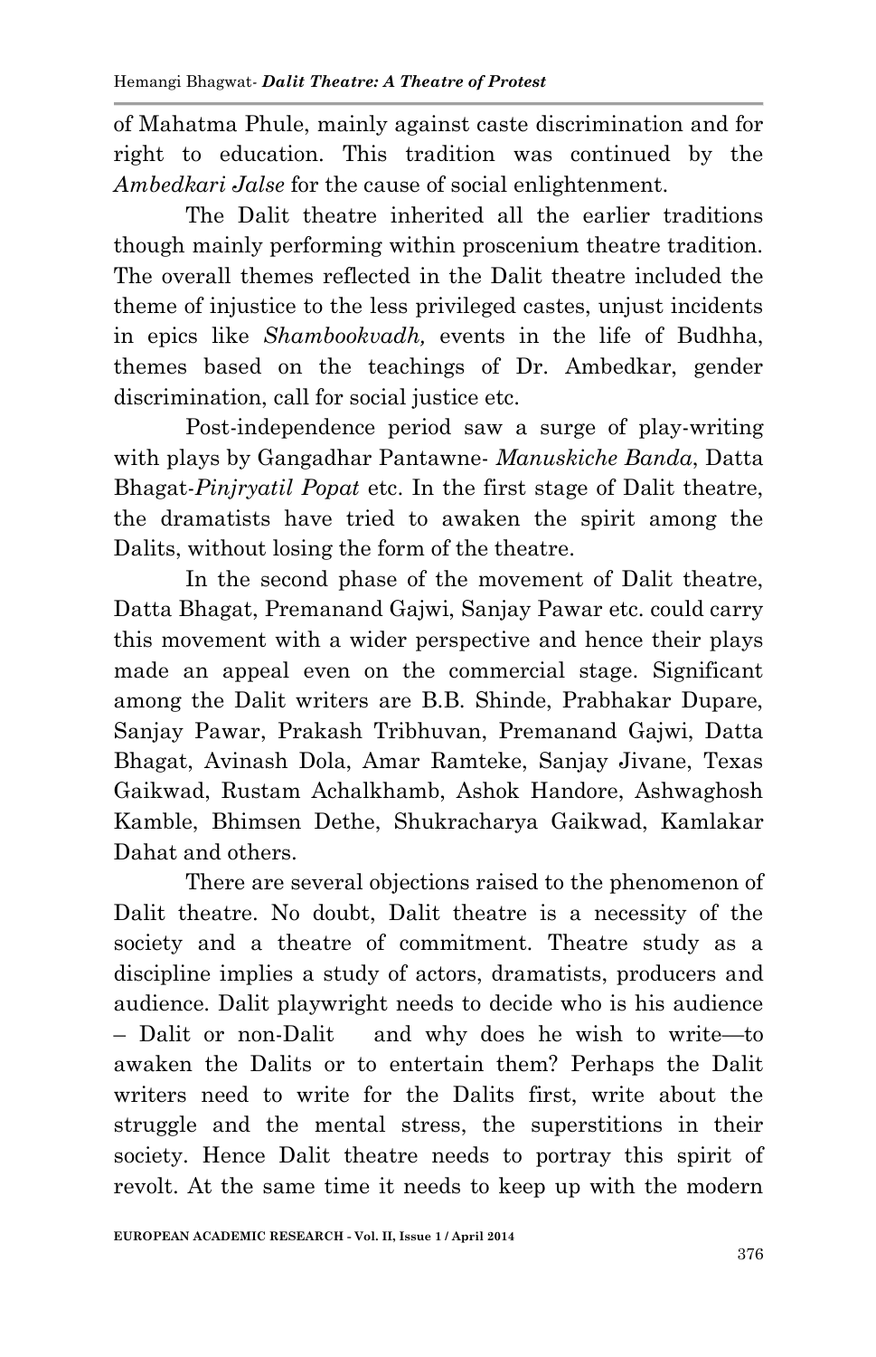of Mahatma Phule, mainly against caste discrimination and for right to education. This tradition was continued by the *Ambedkari Jalse* for the cause of social enlightenment.

The Dalit theatre inherited all the earlier traditions though mainly performing within proscenium theatre tradition. The overall themes reflected in the Dalit theatre included the theme of injustice to the less privileged castes, unjust incidents in epics like *Shambookvadh,* events in the life of Budhha, themes based on the teachings of Dr. Ambedkar, gender discrimination, call for social justice etc.

Post-independence period saw a surge of play-writing with plays by Gangadhar Pantawne- *Manuskiche Banda*, Datta Bhagat-*Pinjryatil Popat* etc. In the first stage of Dalit theatre, the dramatists have tried to awaken the spirit among the Dalits, without losing the form of the theatre.

In the second phase of the movement of Dalit theatre, Datta Bhagat, Premanand Gajwi, Sanjay Pawar etc. could carry this movement with a wider perspective and hence their plays made an appeal even on the commercial stage. Significant among the Dalit writers are B.B. Shinde, Prabhakar Dupare, Sanjay Pawar, Prakash Tribhuvan, Premanand Gajwi, Datta Bhagat, Avinash Dola, Amar Ramteke, Sanjay Jivane, Texas Gaikwad, Rustam Achalkhamb, Ashok Handore, Ashwaghosh Kamble, Bhimsen Dethe, Shukracharya Gaikwad, Kamlakar Dahat and others.

There are several objections raised to the phenomenon of Dalit theatre. No doubt, Dalit theatre is a necessity of the society and a theatre of commitment. Theatre study as a discipline implies a study of actors, dramatists, producers and audience. Dalit playwright needs to decide who is his audience – Dalit or non-Dalit and why does he wish to write—to awaken the Dalits or to entertain them? Perhaps the Dalit writers need to write for the Dalits first, write about the struggle and the mental stress, the superstitions in their society. Hence Dalit theatre needs to portray this spirit of revolt. At the same time it needs to keep up with the modern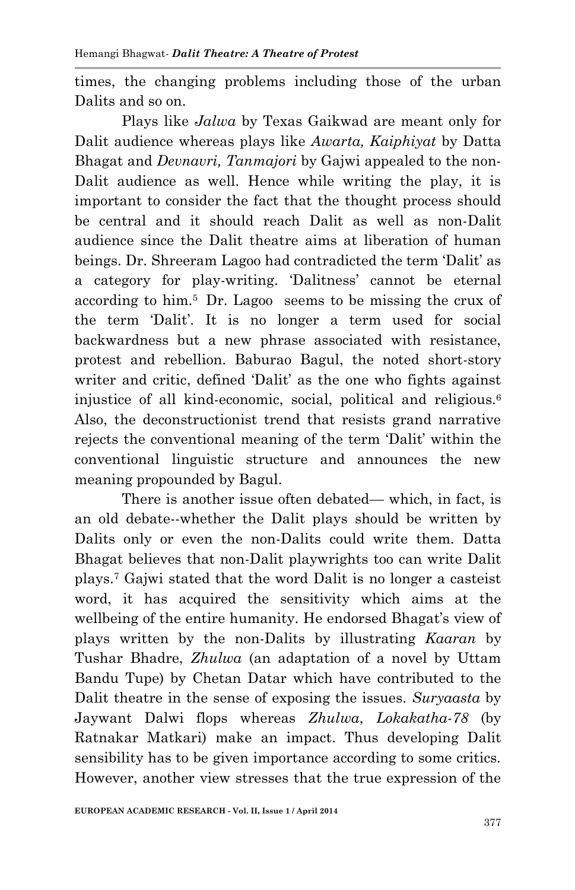times, the changing problems including those of the urban Dalits and so on.

Plays like *Jalwa* by Texas Gaikwad are meant only for Dalit audience whereas plays like *Awarta, Kaiphiyat* by Datta Bhagat and *Devnavri, Tanmajori* by Gajwi appealed to the non-Dalit audience as well. Hence while writing the play, it is important to consider the fact that the thought process should be central and it should reach Dalit as well as non-Dalit audience since the Dalit theatre aims at liberation of human beings. Dr. Shreeram Lagoo had contradicted the term 'Dalit' as a category for play-writing. 'Dalitness' cannot be eternal according to him.[5] Dr. Lagoo seems to be missing the crux of the term 'Dalit'. It is no longer a term used for social backwardness but a new phrase associated with resistance, protest and rebellion. Baburao Bagul, the noted short-story writer and critic, defined 'Dalit' as the one who fights against injustice of all kind-economic, social, political and religious.[6] Also, the deconstructionist trend that resists grand narrative rejects the conventional meaning of the term 'Dalit' within the conventional linguistic structure and announces the new meaning propounded by Bagul.

There is another issue often debated— which, in fact, is an old debate--whether the Dalit plays should be written by Dalits only or even the non-Dalits could write them. Datta Bhagat believes that non-Dalit playwrights too can write Dalit plays.[7] Gajwi stated that the word Dalit is no longer a casteist word, it has acquired the sensitivity which aims at the wellbeing of the entire humanity. He endorsed Bhagat's view of plays written by the non-Dalits by illustrating *Kaaran* by Tushar Bhadre, *Zhulwa* (an adaptation of a novel by Uttam Bandu Tupe) by Chetan Datar which have contributed to the Dalit theatre in the sense of exposing the issues. *Suryaasta* by Jaywant Dalwi flops whereas *Zhulwa*, *Lokakatha-78* (by Ratnakar Matkari) make an impact. Thus developing Dalit sensibility has to be given importance according to some critics. However, another view stresses that the true expression of the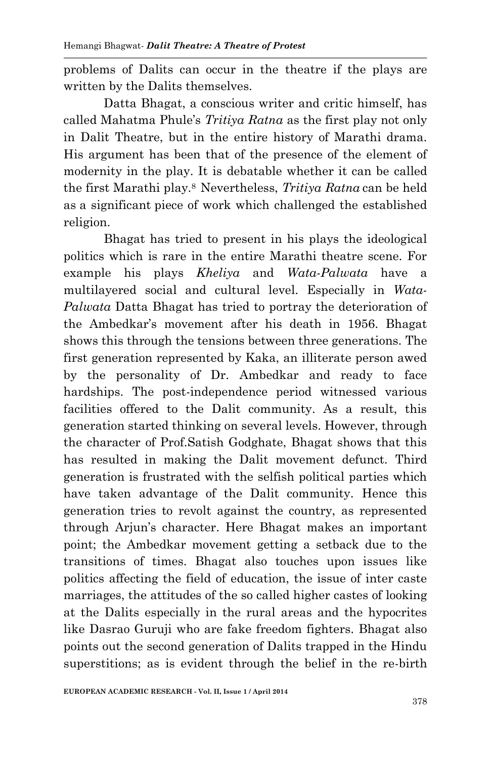problems of Dalits can occur in the theatre if the plays are written by the Dalits themselves.

Datta Bhagat, a conscious writer and critic himself, has called Mahatma Phule's *Tritiya Ratna* as the first play not only in Dalit Theatre, but in the entire history of Marathi drama. His argument has been that of the presence of the element of modernity in the play. It is debatable whether it can be called the first Marathi play.[8] Nevertheless, *Tritiya Ratna* can be held as a significant piece of work which challenged the established religion.

Bhagat has tried to present in his plays the ideological politics which is rare in the entire Marathi theatre scene. For example his plays *Kheliya* and *Wata-Palwata* have a multilayered social and cultural level. Especially in *Wata-Palwata* Datta Bhagat has tried to portray the deterioration of the Ambedkar's movement after his death in 1956. Bhagat shows this through the tensions between three generations. The first generation represented by Kaka, an illiterate person awed by the personality of Dr. Ambedkar and ready to face hardships. The post-independence period witnessed various facilities offered to the Dalit community. As a result, this generation started thinking on several levels. However, through the character of Prof.Satish Godghate, Bhagat shows that this has resulted in making the Dalit movement defunct. Third generation is frustrated with the selfish political parties which have taken advantage of the Dalit community. Hence this generation tries to revolt against the country, as represented through Arjun's character. Here Bhagat makes an important point; the Ambedkar movement getting a setback due to the transitions of times. Bhagat also touches upon issues like politics affecting the field of education, the issue of inter caste marriages, the attitudes of the so called higher castes of looking at the Dalits especially in the rural areas and the hypocrites like Dasrao Guruji who are fake freedom fighters. Bhagat also points out the second generation of Dalits trapped in the Hindu superstitions; as is evident through the belief in the re-birth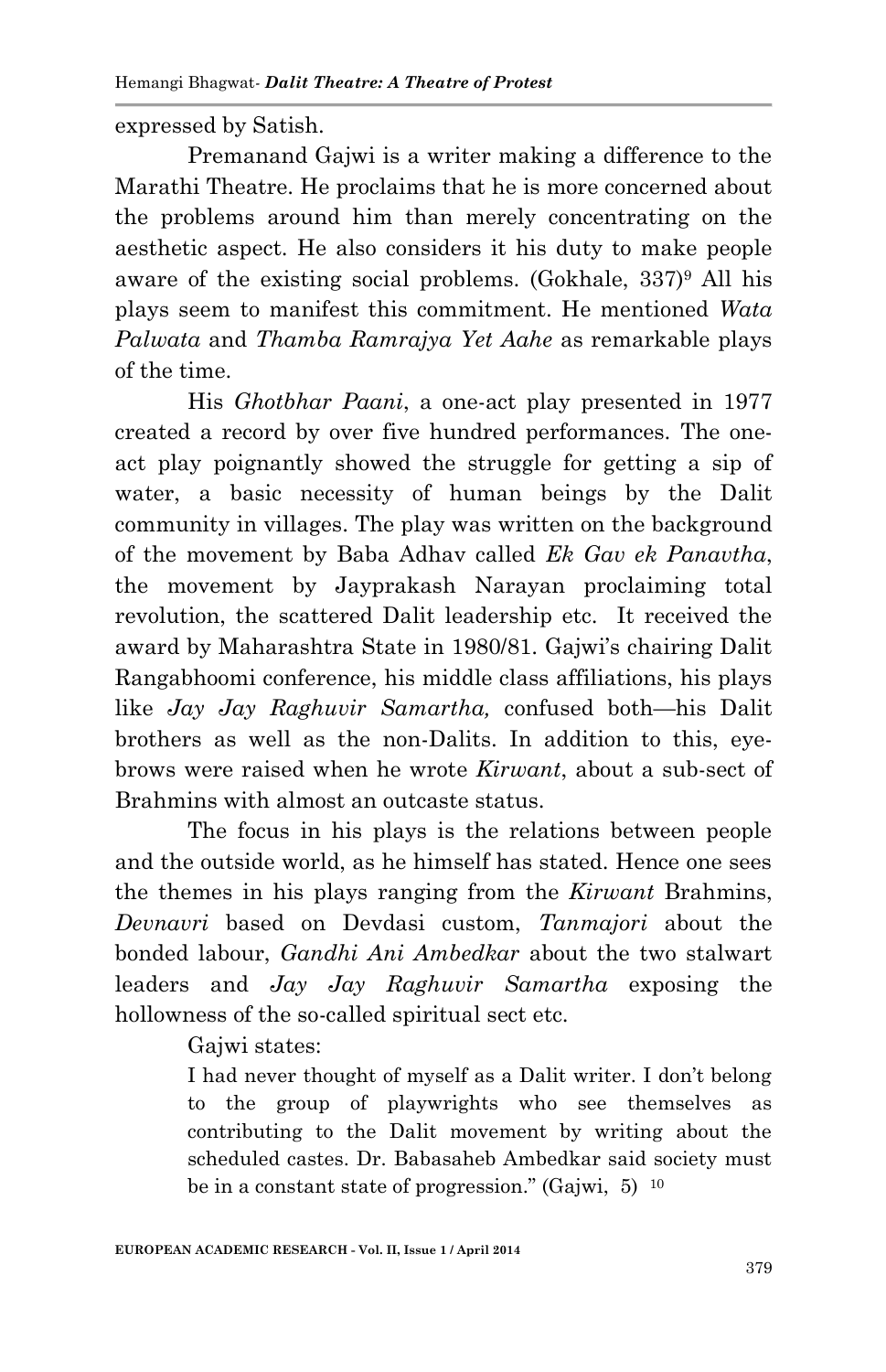expressed by Satish.

Premanand Gajwi is a writer making a difference to the Marathi Theatre. He proclaims that he is more concerned about the problems around him than merely concentrating on the aesthetic aspect. He also considers it his duty to make people aware of the existing social problems. (Gokhale, 337)[9] All his plays seem to manifest this commitment. He mentioned *Wata Palwata* and *Thamba Ramrajya Yet Aahe* as remarkable plays of the time.

His *Ghotbhar Paani*, a one-act play presented in 1977 created a record by over five hundred performances. The one-act play poignantly showed the struggle for getting a sip of water, a basic necessity of human beings by the Dalit community in villages. The play was written on the background of the movement by Baba Adhav called *Ek Gav ek Panavtha*, the movement by Jayprakash Narayan proclaiming total revolution, the scattered Dalit leadership etc. It received the award by Maharashtra State in 1980/81. Gajwi's chairing Dalit Rangabhoomi conference, his middle class affiliations, his plays like *Jay Jay Raghuvir Samartha,* confused both—his Dalit brothers as well as the non-Dalits. In addition to this, eye-brows were raised when he wrote *Kirwant*, about a sub-sect of Brahmins with almost an outcaste status.

The focus in his plays is the relations between people and the outside world, as he himself has stated. Hence one sees the themes in his plays ranging from the *Kirwant* Brahmins, *Devnavri* based on Devdasi custom, *Tanmajori* about the bonded labour, *Gandhi Ani Ambedkar* about the two stalwart leaders and *Jay Jay Raghuvir Samartha* exposing the hollowness of the so-called spiritual sect etc.

Gajwi states:

> I had never thought of myself as a Dalit writer. I don't belong to the group of playwrights who see themselves as contributing to the Dalit movement by writing about the scheduled castes. Dr. Babasaheb Ambedkar said society must be in a constant state of progression." (Gajwi, 5) [10]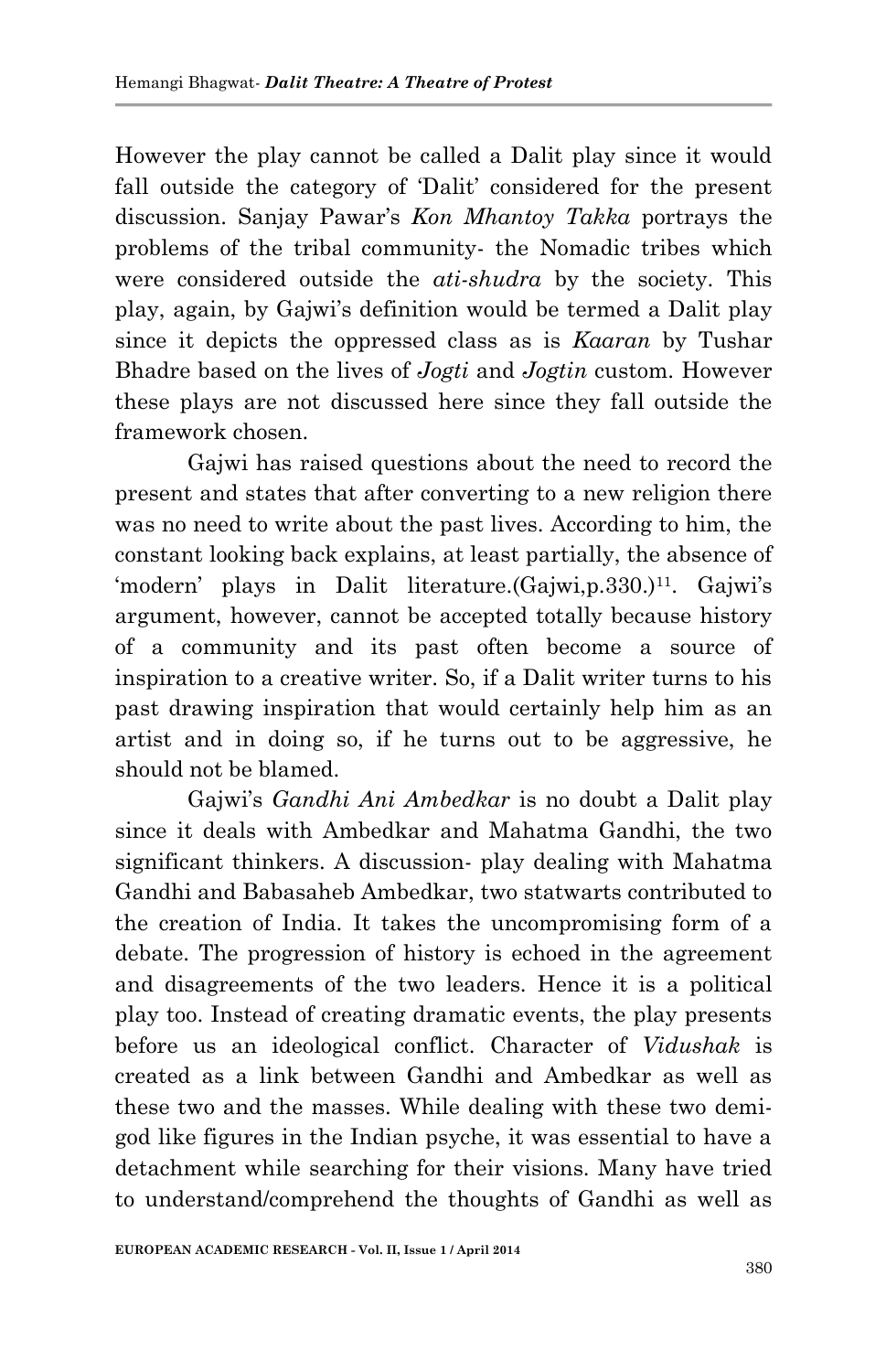However the play cannot be called a Dalit play since it would fall outside the category of 'Dalit' considered for the present discussion. Sanjay Pawar's *Kon Mhantoy Takka* portrays the problems of the tribal community- the Nomadic tribes which were considered outside the *ati-shudra* by the society. This play, again, by Gajwi's definition would be termed a Dalit play since it depicts the oppressed class as is *Kaaran* by Tushar Bhadre based on the lives of *Jogti* and *Jogtin* custom. However these plays are not discussed here since they fall outside the framework chosen.

Gajwi has raised questions about the need to record the present and states that after converting to a new religion there was no need to write about the past lives. According to him, the constant looking back explains, at least partially, the absence of 'modern' plays in Dalit literature.(Gajwi,p.330.)[11]. Gajwi's argument, however, cannot be accepted totally because history of a community and its past often become a source of inspiration to a creative writer. So, if a Dalit writer turns to his past drawing inspiration that would certainly help him as an artist and in doing so, if he turns out to be aggressive, he should not be blamed.

Gajwi's *Gandhi Ani Ambedkar* is no doubt a Dalit play since it deals with Ambedkar and Mahatma Gandhi, the two significant thinkers. A discussion- play dealing with Mahatma Gandhi and Babasaheb Ambedkar, two statwarts contributed to the creation of India. It takes the uncompromising form of a debate. The progression of history is echoed in the agreement and disagreements of the two leaders. Hence it is a political play too. Instead of creating dramatic events, the play presents before us an ideological conflict. Character of *Vidushak* is created as a link between Gandhi and Ambedkar as well as these two and the masses. While dealing with these two demi-god like figures in the Indian psyche, it was essential to have a detachment while searching for their visions. Many have tried to understand/comprehend the thoughts of Gandhi as well as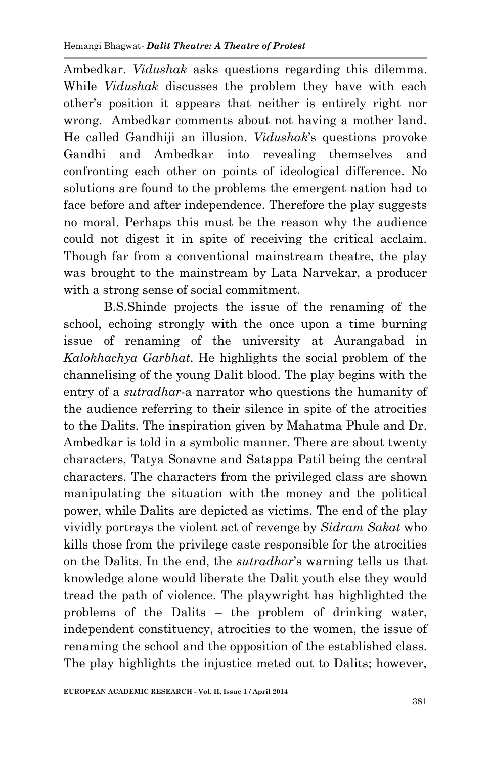Ambedkar. *Vidushak* asks questions regarding this dilemma. While *Vidushak* discusses the problem they have with each other's position it appears that neither is entirely right nor wrong. Ambedkar comments about not having a mother land. He called Gandhiji an illusion. *Vidushak*'s questions provoke Gandhi and Ambedkar into revealing themselves and confronting each other on points of ideological difference. No solutions are found to the problems the emergent nation had to face before and after independence. Therefore the play suggests no moral. Perhaps this must be the reason why the audience could not digest it in spite of receiving the critical acclaim. Though far from a conventional mainstream theatre, the play was brought to the mainstream by Lata Narvekar, a producer with a strong sense of social commitment.

B.S.Shinde projects the issue of the renaming of the school, echoing strongly with the once upon a time burning issue of renaming of the university at Aurangabad in *Kalokhachya Garbhat*. He highlights the social problem of the channelising of the young Dalit blood. The play begins with the entry of a *sutradhar*-a narrator who questions the humanity of the audience referring to their silence in spite of the atrocities to the Dalits. The inspiration given by Mahatma Phule and Dr. Ambedkar is told in a symbolic manner. There are about twenty characters, Tatya Sonavne and Satappa Patil being the central characters. The characters from the privileged class are shown manipulating the situation with the money and the political power, while Dalits are depicted as victims. The end of the play vividly portrays the violent act of revenge by *Sidram Sakat* who kills those from the privilege caste responsible for the atrocities on the Dalits. In the end, the *sutradhar*'s warning tells us that knowledge alone would liberate the Dalit youth else they would tread the path of violence. The playwright has highlighted the problems of the Dalits – the problem of drinking water, independent constituency, atrocities to the women, the issue of renaming the school and the opposition of the established class. The play highlights the injustice meted out to Dalits; however,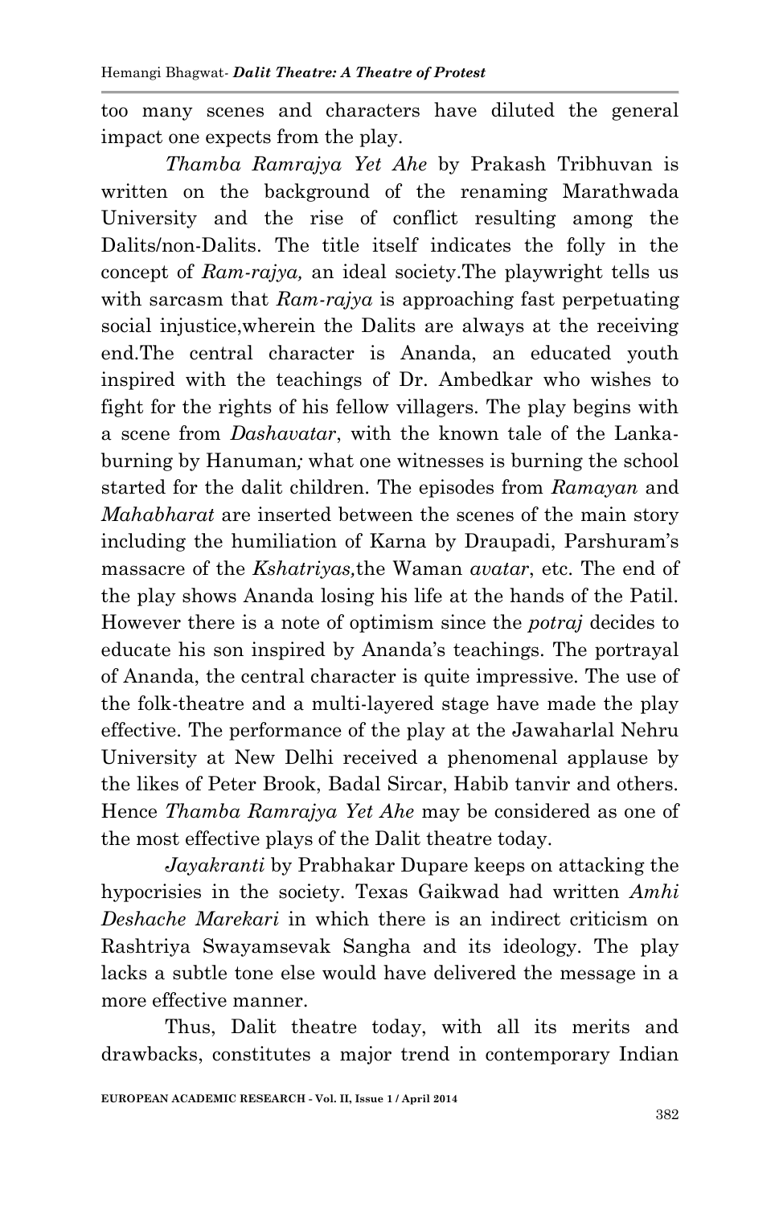too many scenes and characters have diluted the general impact one expects from the play.

*Thamba Ramrajya Yet Ahe* by Prakash Tribhuvan is written on the background of the renaming Marathwada University and the rise of conflict resulting among the Dalits/non-Dalits. The title itself indicates the folly in the concept of *Ram-rajya,* an ideal society.The playwright tells us with sarcasm that *Ram-rajya* is approaching fast perpetuating social injustice,wherein the Dalits are always at the receiving end.The central character is Ananda, an educated youth inspired with the teachings of Dr. Ambedkar who wishes to fight for the rights of his fellow villagers. The play begins with a scene from *Dashavatar*, with the known tale of the Lanka-burning by Hanuman*;* what one witnesses is burning the school started for the dalit children. The episodes from *Ramayan* and *Mahabharat* are inserted between the scenes of the main story including the humiliation of Karna by Draupadi, Parshuram's massacre of the *Kshatriyas,*the Waman *avatar*, etc. The end of the play shows Ananda losing his life at the hands of the Patil. However there is a note of optimism since the *potraj* decides to educate his son inspired by Ananda's teachings. The portrayal of Ananda, the central character is quite impressive. The use of the folk-theatre and a multi-layered stage have made the play effective. The performance of the play at the Jawaharlal Nehru University at New Delhi received a phenomenal applause by the likes of Peter Brook, Badal Sircar, Habib tanvir and others. Hence *Thamba Ramrajya Yet Ahe* may be considered as one of the most effective plays of the Dalit theatre today.

*Jayakranti* by Prabhakar Dupare keeps on attacking the hypocrisies in the society. Texas Gaikwad had written *Amhi Deshache Marekari* in which there is an indirect criticism on Rashtriya Swayamsevak Sangha and its ideology. The play lacks a subtle tone else would have delivered the message in a more effective manner.

Thus, Dalit theatre today, with all its merits and drawbacks, constitutes a major trend in contemporary Indian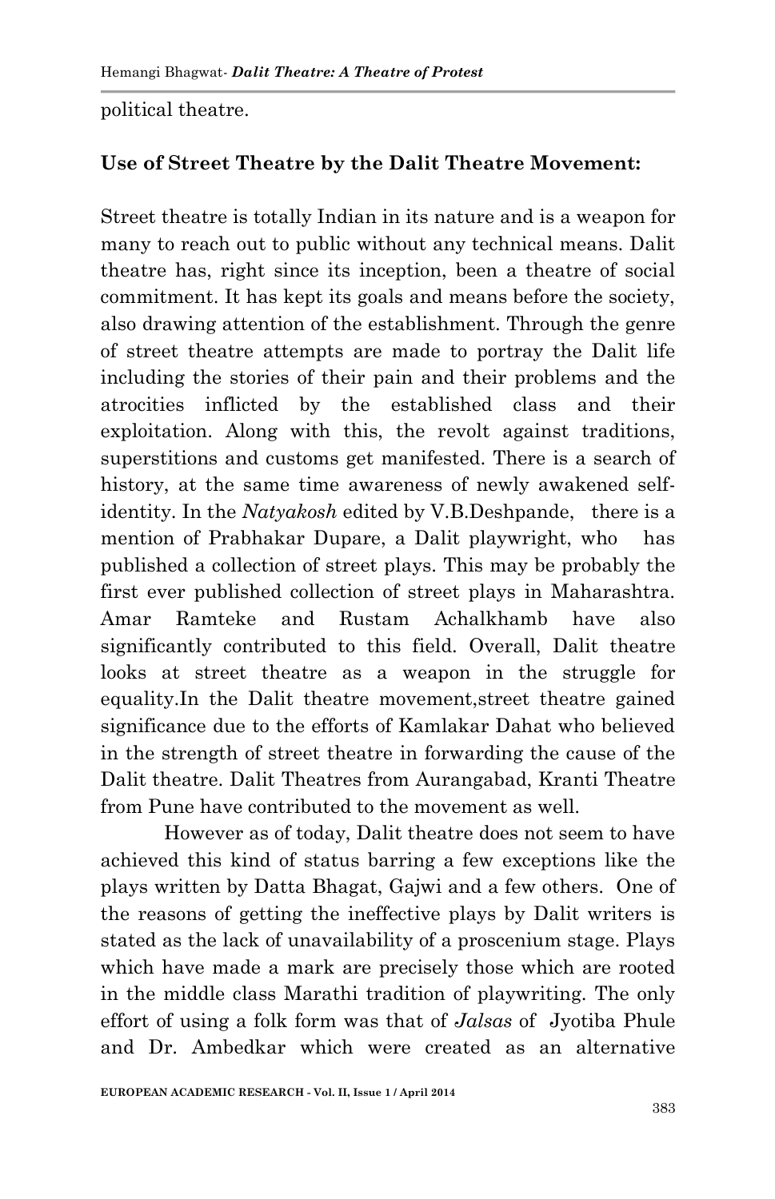political theatre.

**Use of Street Theatre by the Dalit Theatre Movement:**

Street theatre is totally Indian in its nature and is a weapon for many to reach out to public without any technical means. Dalit theatre has, right since its inception, been a theatre of social commitment. It has kept its goals and means before the society, also drawing attention of the establishment. Through the genre of street theatre attempts are made to portray the Dalit life including the stories of their pain and their problems and the atrocities inflicted by the established class and their exploitation. Along with this, the revolt against traditions, superstitions and customs get manifested. There is a search of history, at the same time awareness of newly awakened self-identity. In the *Natyakosh* edited by V.B.Deshpande, there is a mention of Prabhakar Dupare, a Dalit playwright, who has published a collection of street plays. This may be probably the first ever published collection of street plays in Maharashtra. Amar Ramteke and Rustam Achalkhamb have also significantly contributed to this field. Overall, Dalit theatre looks at street theatre as a weapon in the struggle for equality.In the Dalit theatre movement,street theatre gained significance due to the efforts of Kamlakar Dahat who believed in the strength of street theatre in forwarding the cause of the Dalit theatre. Dalit Theatres from Aurangabad, Kranti Theatre from Pune have contributed to the movement as well.

However as of today, Dalit theatre does not seem to have achieved this kind of status barring a few exceptions like the plays written by Datta Bhagat, Gajwi and a few others. One of the reasons of getting the ineffective plays by Dalit writers is stated as the lack of unavailability of a proscenium stage. Plays which have made a mark are precisely those which are rooted in the middle class Marathi tradition of playwriting. The only effort of using a folk form was that of *Jalsas* of Jyotiba Phule and Dr. Ambedkar which were created as an alternative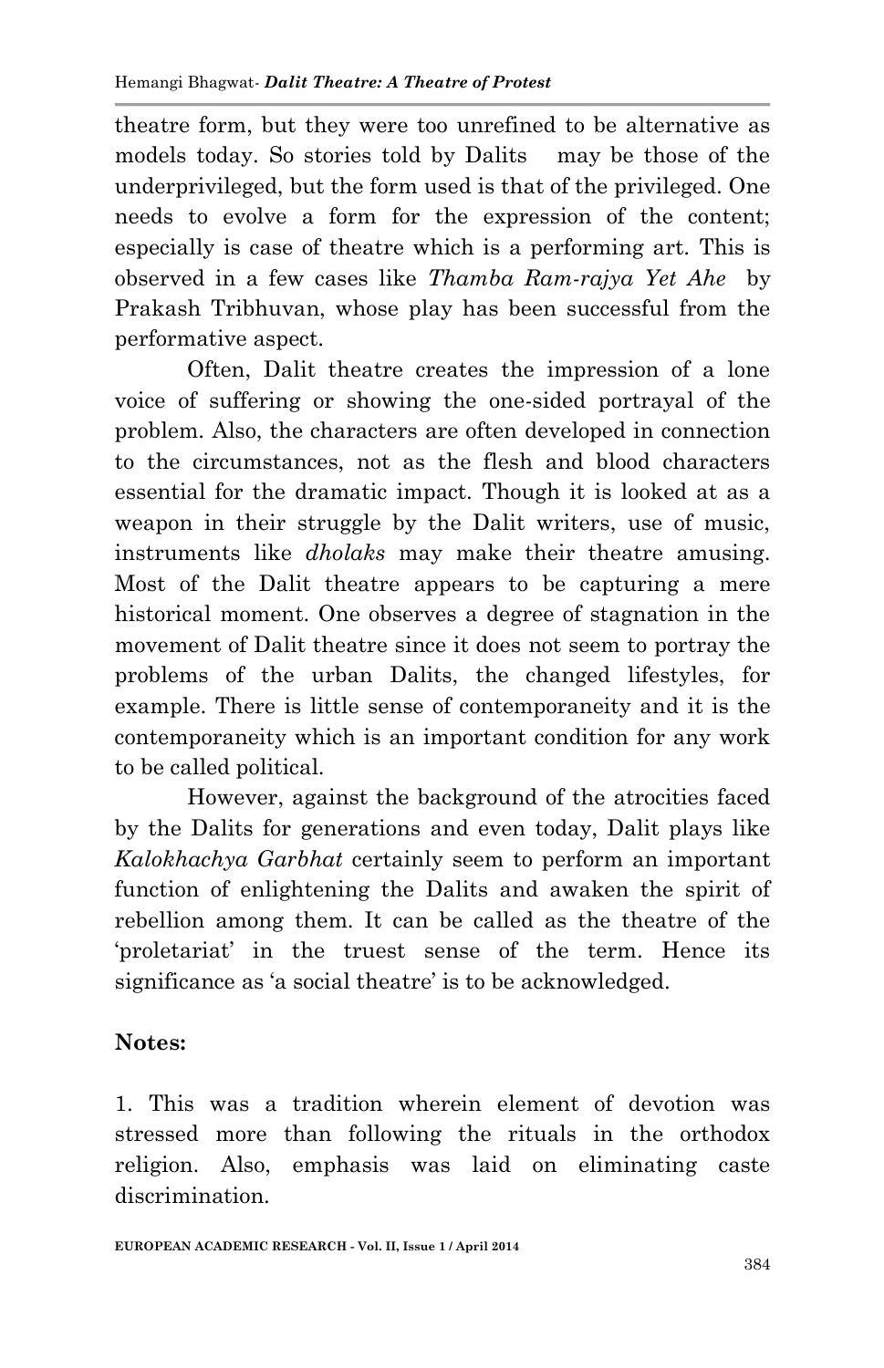theatre form, but they were too unrefined to be alternative as models today. So stories told by Dalits may be those of the underprivileged, but the form used is that of the privileged. One needs to evolve a form for the expression of the content; especially is case of theatre which is a performing art. This is observed in a few cases like *Thamba Ram-rajya Yet Ahe* by Prakash Tribhuvan, whose play has been successful from the performative aspect.

Often, Dalit theatre creates the impression of a lone voice of suffering or showing the one-sided portrayal of the problem. Also, the characters are often developed in connection to the circumstances, not as the flesh and blood characters essential for the dramatic impact. Though it is looked at as a weapon in their struggle by the Dalit writers, use of music, instruments like *dholaks* may make their theatre amusing. Most of the Dalit theatre appears to be capturing a mere historical moment. One observes a degree of stagnation in the movement of Dalit theatre since it does not seem to portray the problems of the urban Dalits, the changed lifestyles, for example. There is little sense of contemporaneity and it is the contemporaneity which is an important condition for any work to be called political.

However, against the background of the atrocities faced by the Dalits for generations and even today, Dalit plays like *Kalokhachya Garbhat* certainly seem to perform an important function of enlightening the Dalits and awaken the spirit of rebellion among them. It can be called as the theatre of the 'proletariat' in the truest sense of the term. Hence its significance as 'a social theatre' is to be acknowledged.

**Notes:**

1. This was a tradition wherein element of devotion was stressed more than following the rituals in the orthodox religion. Also, emphasis was laid on eliminating caste discrimination.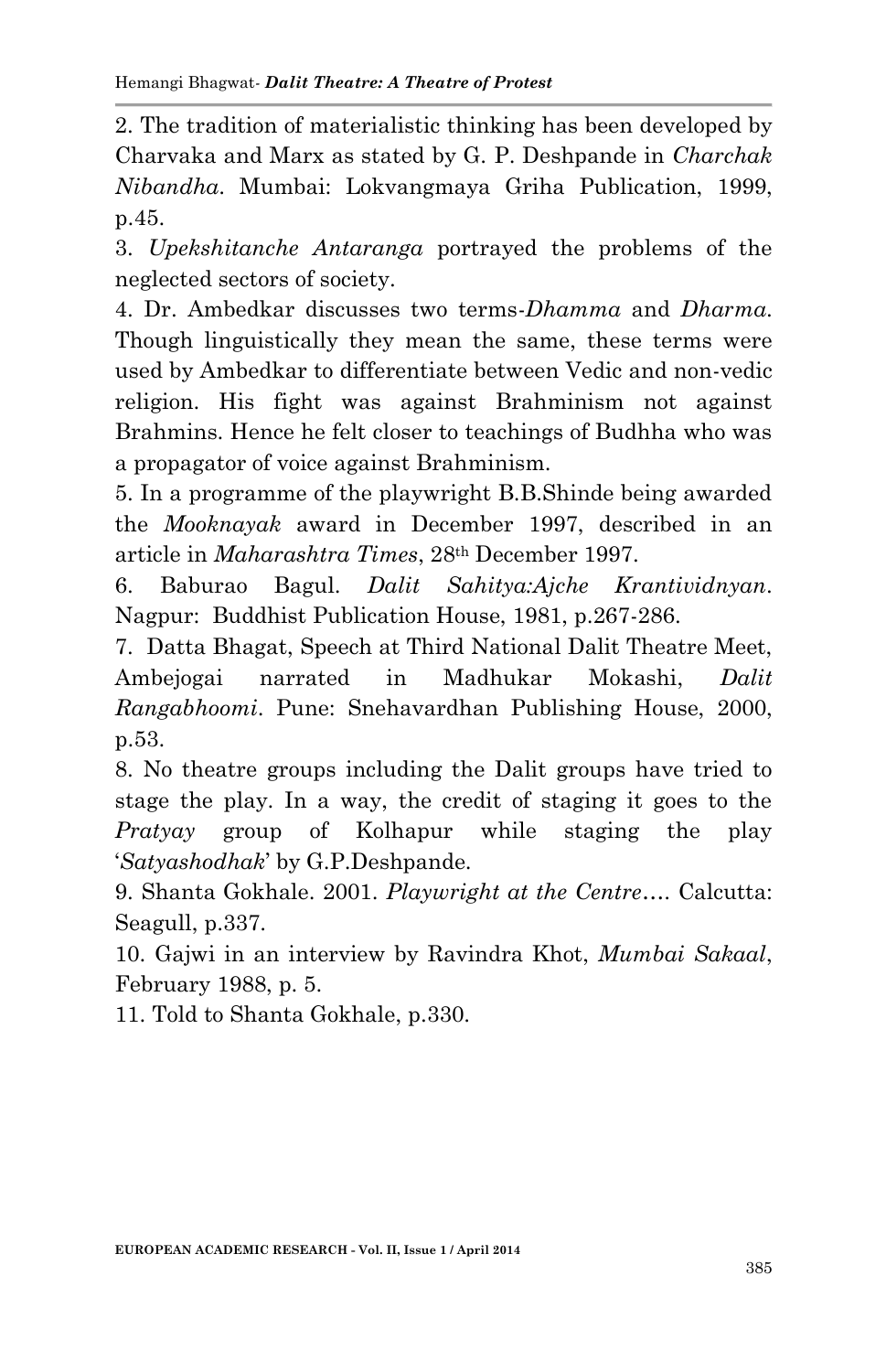2. The tradition of materialistic thinking has been developed by Charvaka and Marx as stated by G. P. Deshpande in *Charchak Nibandha*. Mumbai: Lokvangmaya Griha Publication, 1999, p.45.

3. *Upekshitanche Antaranga* portrayed the problems of the neglected sectors of society.

4. Dr. Ambedkar discusses two terms-*Dhamma* and *Dharma*. Though linguistically they mean the same, these terms were used by Ambedkar to differentiate between Vedic and non-vedic religion. His fight was against Brahminism not against Brahmins. Hence he felt closer to teachings of Budhha who was a propagator of voice against Brahminism.

5. In a programme of the playwright B.B.Shinde being awarded the *Mooknayak* award in December 1997, described in an article in *Maharashtra Times*, 28th December 1997.

6. Baburao Bagul. *Dalit Sahitya:Ajche Krantividnyan*. Nagpur: Buddhist Publication House, 1981, p.267-286.

7. Datta Bhagat, Speech at Third National Dalit Theatre Meet, Ambejogai narrated in Madhukar Mokashi, *Dalit Rangabhoomi*. Pune: Snehavardhan Publishing House, 2000, p.53.

8. No theatre groups including the Dalit groups have tried to stage the play. In a way, the credit of staging it goes to the *Pratyay* group of Kolhapur while staging the play '*Satyashodhak*' by G.P.Deshpande.

9. Shanta Gokhale. 2001. *Playwright at the Centre*…. Calcutta: Seagull, p.337.

10. Gajwi in an interview by Ravindra Khot, *Mumbai Sakaal*, February 1988, p. 5.

11. Told to Shanta Gokhale, p.330.